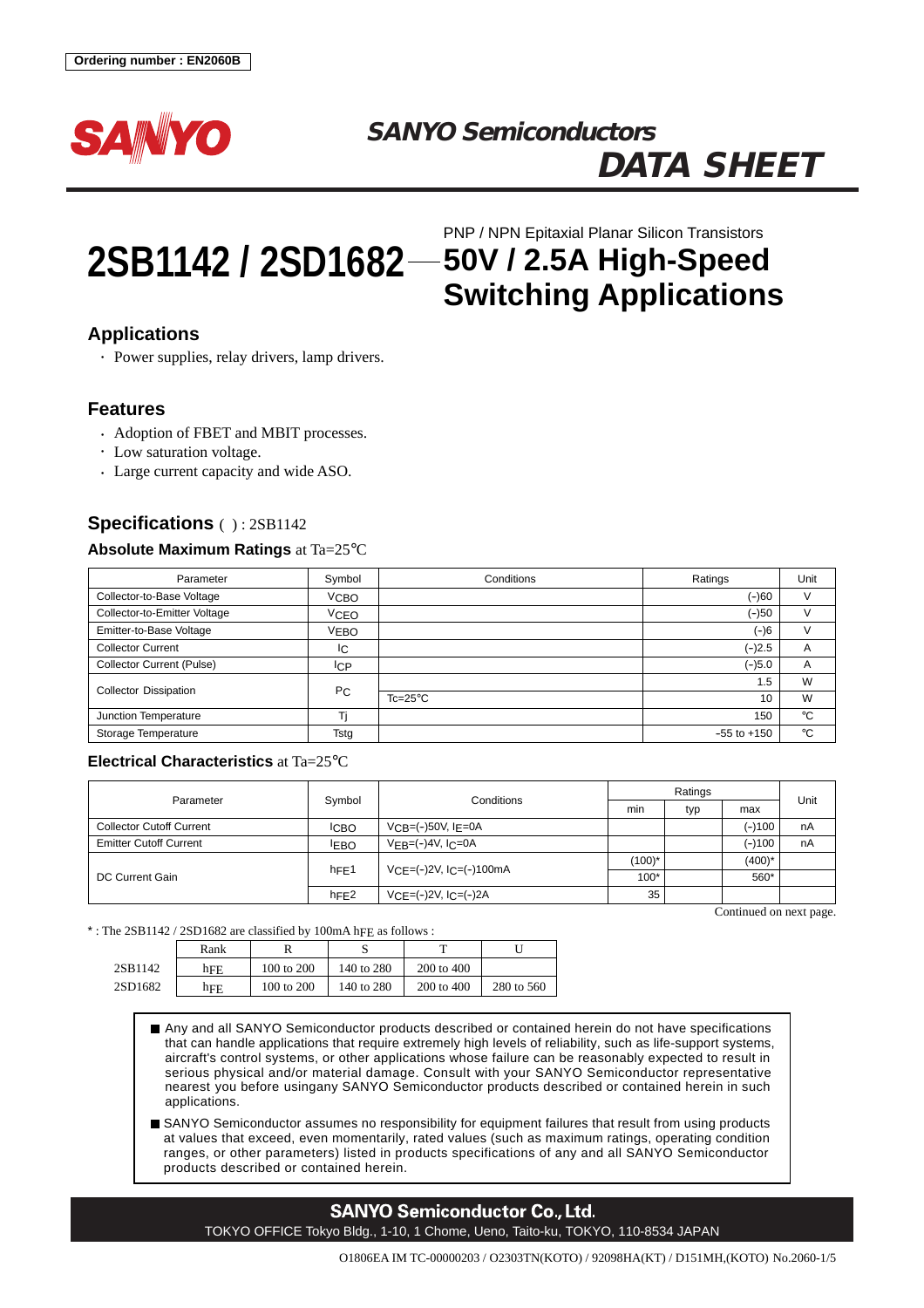Ordering number : EN2060B

SANYO

# SANYO Semiconductors DATA SHEET

# 2SB1142 / 2SD1682 — 50V / 2.5A High-Speed Switching Applications

PNP / NPN Epitaxial Planar Silicon Transistors

## Applications

- Power supplies, relay drivers, lamp drivers.

## Features

- Adoption of FBET and MBIT processes.
- Low saturation voltage.
- Large current capacity and wide ASO.

## Specifications ( ) : 2SB1142

### Absolute Maximum Ratings at Ta=25°C

| Parameter | Symbol | Conditions | Ratings | Unit |
|---|---|---|---|---|
| Collector-to-Base Voltage | $V_{CBO}$ | | (–)60 | V |
| Collector-to-Emitter Voltage | $V_{CEO}$ | | (–)50 | V |
| Emitter-to-Base Voltage | $V_{EBO}$ | | (–)6 | V |
| Collector Current | $I_C$ | | (–)2.5 | A |
| Collector Current (Pulse) | $I_{CP}$ | | (–)5.0 | A |
| Collector Dissipation | $P_C$ | | 1.5 | W |
| | | Tc=25°C | 10 | W |
| Junction Temperature | Tj | | 150 | °C |
| Storage Temperature | Tstg | | –55 to +150 | °C |

### Electrical Characteristics at Ta=25°C

| Parameter | Symbol | Conditions | Ratings | | | Unit |
|---|---|---|---|---|---|---|
| | | | min | typ | max | |
| Collector Cutoff Current | $I_{CBO}$ | $V_{CB}$=(–)50V, $I_E$=0A | | | (–)100 | nA |
| Emitter Cutoff Current | $I_{EBO}$ | $V_{EB}$=(–)4V, $I_C$=0A | | | (–)100 | nA |
| DC Current Gain | $h_{FE}1$ | $V_{CE}$=(–)2V, $I_C$=(–)100mA | (100)* | | (400)* | |
| | | | 100* | | 560* | |
| | $h_{FE}2$ | $V_{CE}$=(–)2V, $I_C$=(–)2A | 35 | | | |

Continued on next page.

* : The 2SB1142 / 2SD1682 are classified by 100mA $h_{FE}$ as follows :

| | Rank | R | S | T | U |
|---|---|---|---|---|---|
| 2SB1142 | $h_{FE}$ | 100 to 200 | 140 to 280 | 200 to 400 | |
| 2SD1682 | $h_{FE}$ | 100 to 200 | 140 to 280 | 200 to 400 | 280 to 560 |

- Any and all SANYO Semiconductor products described or contained herein do not have specifications that can handle applications that require extremely high levels of reliability, such as life-support systems, aircraft's control systems, or other applications whose failure can be reasonably expected to result in serious physical and/or material damage. Consult with your SANYO Semiconductor representative nearest you before usingany SANYO Semiconductor products described or contained herein in such applications.
- SANYO Semiconductor assumes no responsibility for equipment failures that result from using products at values that exceed, even momentarily, rated values (such as maximum ratings, operating condition ranges, or other parameters) listed in products specifications of any and all SANYO Semiconductor products described or contained herein.

**SANYO Semiconductor Co., Ltd.**

TOKYO OFFICE Tokyo Bldg., 1-10, 1 Chome, Ueno, Taito-ku, TOKYO, 110-8534 JAPAN

O1806EA IM TC-00000203 / O2303TN(KOTO) / 92098HA(KT) / D151MH,(KOTO) No.2060-1/5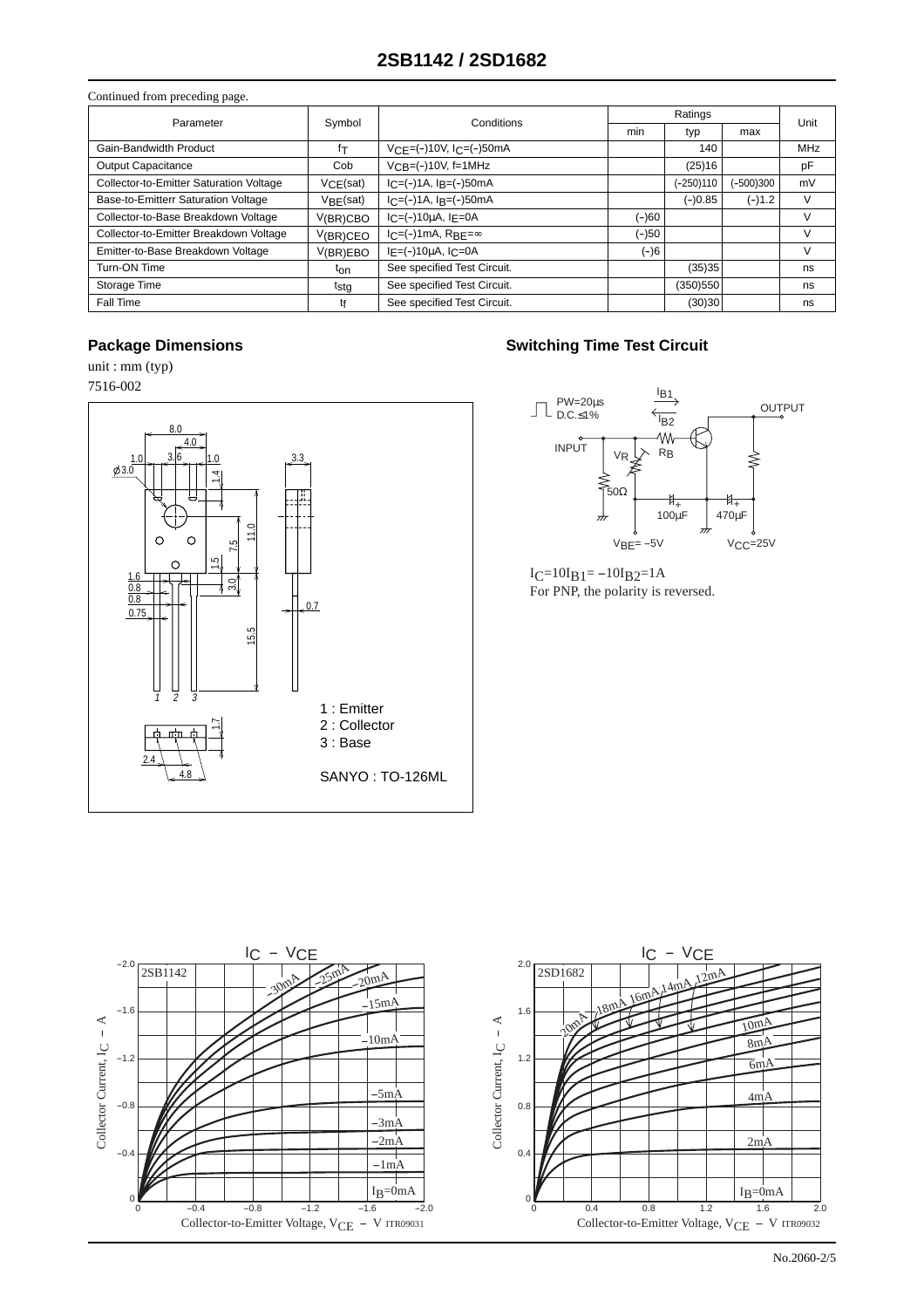Continued from preceding page.

| Parameter | Symbol | Conditions | Ratings | | | Unit |
|---|---|---|---|---|---|---|
| | | | min | typ | max | |
| Gain-Bandwidth Product | $f_T$ | $V_{CE}$=(–)10V, $I_C$=(–)50mA | | 140 | | MHz |
| Output Capacitance | Cob | $V_{CB}$=(–)10V, f=1MHz | | (25)16 | | pF |
| Collector-to-Emitter Saturation Voltage | $V_{CE}$(sat) | $I_C$=(–)1A, $I_B$=(–)50mA | | (–250)110 | (–500)300 | mV |
| Base-to-Emitterr Saturation Voltage | $V_{BE}$(sat) | $I_C$=(–)1A, $I_B$=(–)50mA | | (–)0.85 | (–)1.2 | V |
| Collector-to-Base Breakdown Voltage | $V_{(BR)CBO}$ | $I_C$=(–)10μA, $I_E$=0A | (–)60 | | | V |
| Collector-to-Emitter Breakdown Voltage | $V_{(BR)CEO}$ | $I_C$=(–)1mA, $R_{BE}$=∞ | (–)50 | | | V |
| Emitter-to-Base Breakdown Voltage | $V_{(BR)EBO}$ | $I_E$=(–)10μA, $I_C$=0A | (–)6 | | | V |
| Turn-ON Time | $t_{on}$ | See specified Test Circuit. | | (35)35 | | ns |
| Storage Time | $t_{stg}$ | See specified Test Circuit. | | (350)550 | | ns |
| Fall Time | $t_f$ | See specified Test Circuit. | | (30)30 | | ns |

## Package Dimensions

unit : mm (typ)
7516-002

1 : Emitter
2 : Collector
3 : Base

SANYO : TO-126ML

## Switching Time Test Circuit

PW=20μs
D.C.≤1%

INPUT, OUTPUT, $V_R$, $R_B$, 50Ω, 100μF, 470μF, $V_{BE}$= –5V, $V_{CC}$=25V

$I_C$=10$I_{B1}$= –10$I_{B2}$=1A
For PNP, the polarity is reversed.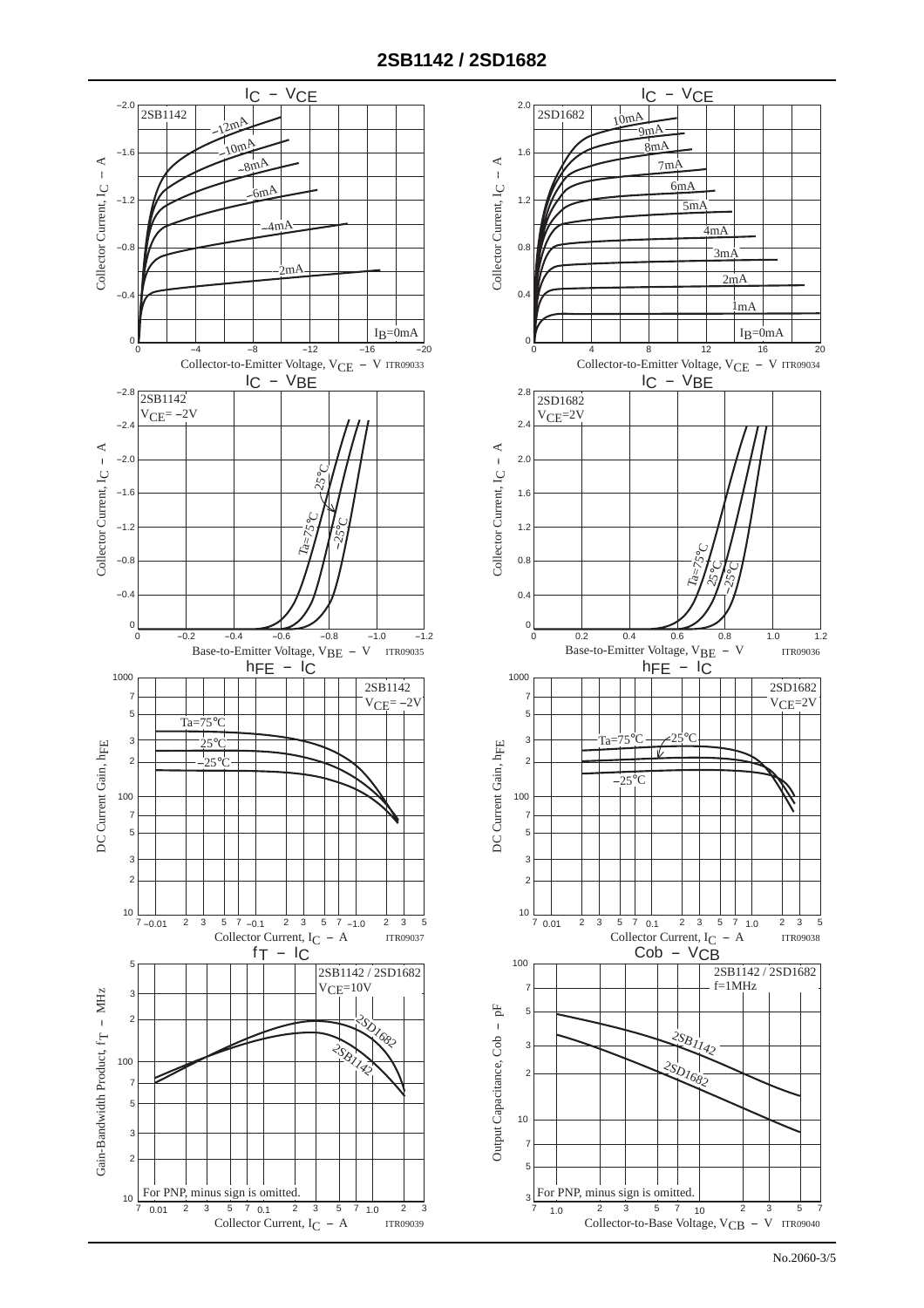## $I_C$ – $V_{CE}$ (2SB1142)

2SB1142

Curves: −12mA, −10mA, −8mA, −6mA, −4mA, −2mA, $I_B$=0mA

Collector Current, $I_C$ – A (0 to −2.0)

Collector-to-Emitter Voltage, $V_{CE}$ – V (0 to −20)

ITR09033

## $I_C$ – $V_{CE}$ (2SD1682)

2SD1682

Curves: 10mA, 9mA, 8mA, 7mA, 6mA, 5mA, 4mA, 3mA, 2mA, 1mA, $I_B$=0mA

Collector Current, $I_C$ – A (0 to 2.0)

Collector-to-Emitter Voltage, $V_{CE}$ – V (0 to 20)

ITR09034

## $I_C$ – $V_{BE}$ (2SB1142)

2SB1142
$V_{CE}$= −2V

Curves: Ta=75°C, 25°C, −25°C

Collector Current, $I_C$ – A (0 to −2.8)

Base-to-Emitter Voltage, $V_{BE}$ – V (0 to −1.2)

ITR09035

## $I_C$ – $V_{BE}$ (2SD1682)

2SD1682
$V_{CE}$=2V

Curves: Ta=75°C, 25°C, −25°C

Collector Current, $I_C$ – A (0 to 2.8)

Base-to-Emitter Voltage, $V_{BE}$ – V (0 to 1.2)

ITR09036

## $h_{FE}$ – $I_C$ (2SB1142)

2SB1142
$V_{CE}$= −2V

Curves: Ta=75°C, 25°C, −25°C

DC Current Gain, $h_{FE}$ (10 to 1000)

Collector Current, $I_C$ – A (−0.01 to −1.0)

ITR09037

## $h_{FE}$ – $I_C$ (2SD1682)

2SD1682
$V_{CE}$=2V

Curves: Ta=75°C, 25°C, −25°C

DC Current Gain, $h_{FE}$ (10 to 1000)

Collector Current, $I_C$ – A (0.01 to 1.0)

ITR09038

## $f_T$ – $I_C$

2SB1142 / 2SD1682
$V_{CE}$=10V

Curves: 2SD1682, 2SB1142

Gain-Bandwidth Product, $f_T$ – MHz (10 to 500)

Collector Current, $I_C$ – A (0.01 to 1.0)

For PNP, minus sign is omitted.

ITR09039

## Cob – $V_{CB}$

2SB1142 / 2SD1682
f=1MHz

Curves: 2SB1142, 2SD1682

Output Capacitance, Cob – pF (3 to 100)

Collector-to-Base Voltage, $V_{CB}$ – V (1.0 to 10)

For PNP, minus sign is omitted.

ITR09040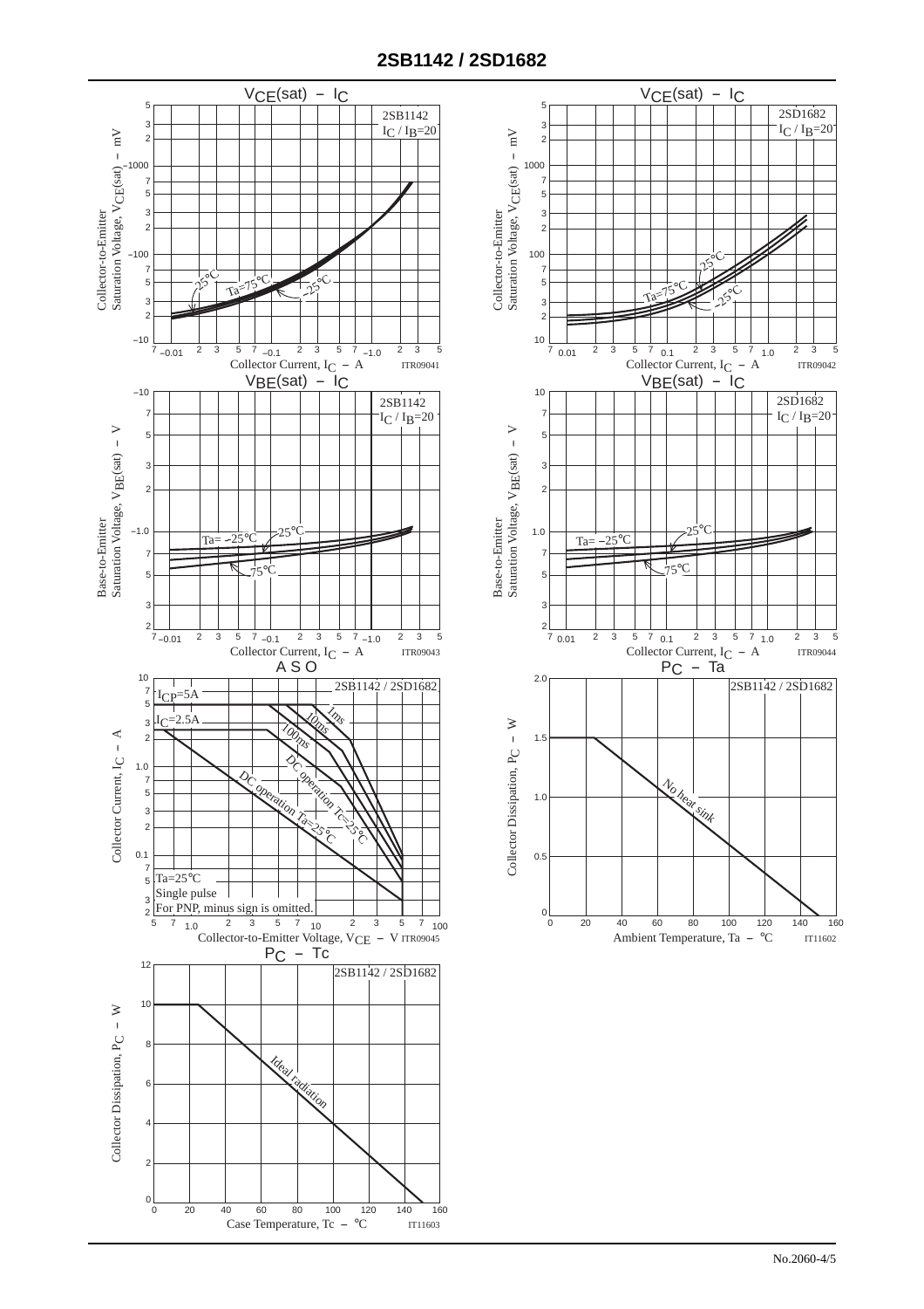# 2SB1142 / 2SD1682

## $V_{CE}(sat)$ – $I_C$

2SB1142
$I_C / I_B$=20

Collector-to-Emitter Saturation Voltage, $V_{CE}(sat)$ – mV

Ta=75°C, –25°C, 25°C

Collector Current, $I_C$ – A

ITR09041

## $V_{CE}(sat)$ – $I_C$

2SD1682
$I_C / I_B$=20

Collector-to-Emitter Saturation Voltage, $V_{CE}(sat)$ – mV

Ta=75°C, 25°C, –25°C

Collector Current, $I_C$ – A

ITR09042

## $V_{BE}(sat)$ – $I_C$

2SB1142
$I_C / I_B$=20

Base-to-Emitter Saturation Voltage, $V_{BE}(sat)$ – V

Ta= –25°C, 25°C, 75°C

Collector Current, $I_C$ – A

ITR09043

## $V_{BE}(sat)$ – $I_C$

2SD1682
$I_C / I_B$=20

Base-to-Emitter Saturation Voltage, $V_{BE}(sat)$ – V

Ta= –25°C, 25°C, 75°C

Collector Current, $I_C$ – A

ITR09044

## A S O

2SB1142 / 2SD1682

$I_{CP}$=5A
$I_C$=2.5A
1ms
10ms
100ms
DC operation Tc=25°C
DC operation Ta=25°C

Ta=25°C
Single pulse
For PNP, minus sign is omitted.

Collector Current, $I_C$ – A

Collector-to-Emitter Voltage, $V_{CE}$ – V

ITR09045

## $P_C$ – Ta

2SB1142 / 2SD1682

No heat sink

Collector Dissipation, $P_C$ – W

Ambient Temperature, Ta – °C

IT11602

## $P_C$ – Tc

2SB1142 / 2SD1682

Ideal radiation

Collector Dissipation, $P_C$ – W

Case Temperature, Tc – °C

IT11603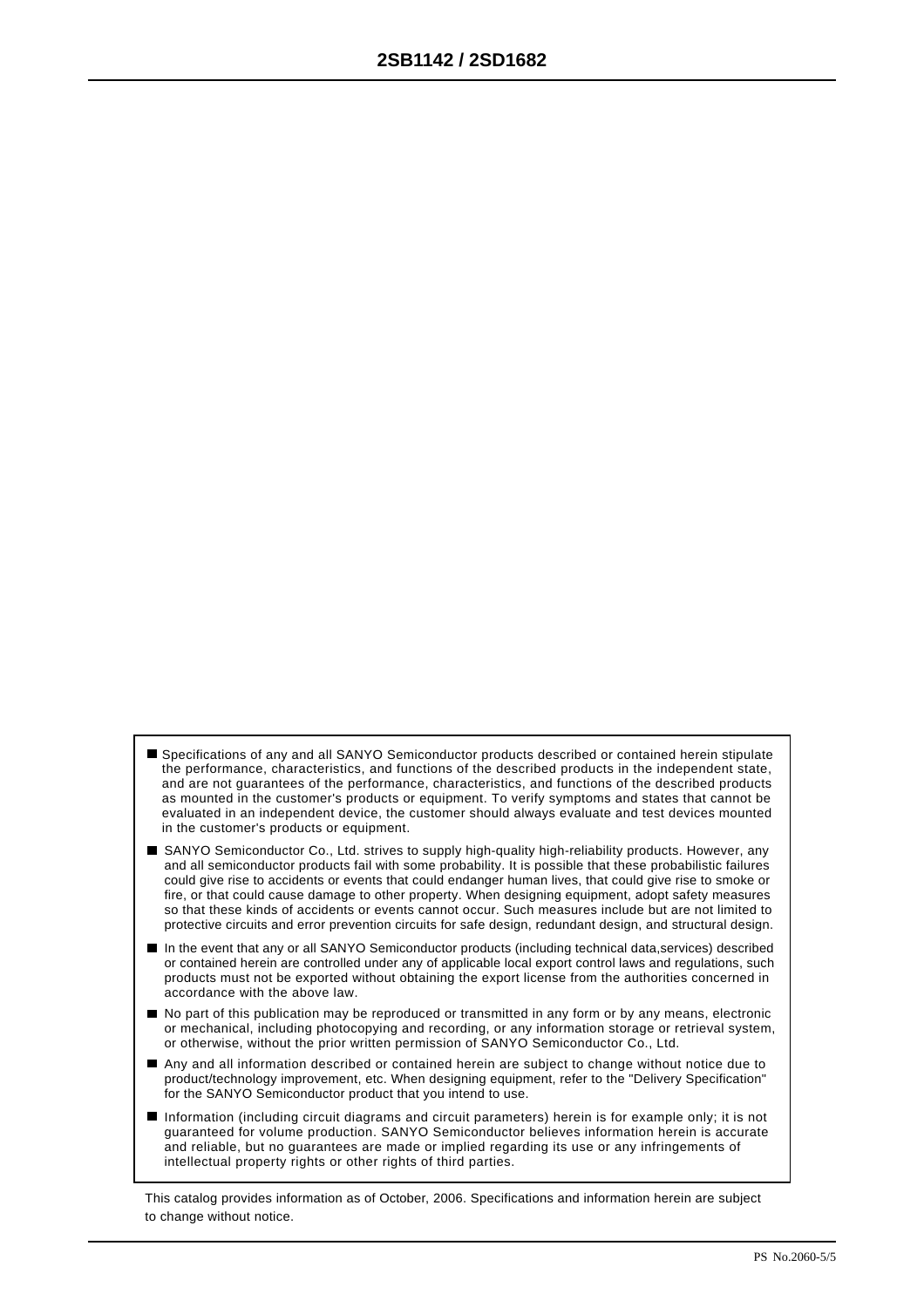- Specifications of any and all SANYO Semiconductor products described or contained herein stipulate the performance, characteristics, and functions of the described products in the independent state, and are not guarantees of the performance, characteristics, and functions of the described products as mounted in the customer's products or equipment. To verify symptoms and states that cannot be evaluated in an independent device, the customer should always evaluate and test devices mounted in the customer's products or equipment.
- SANYO Semiconductor Co., Ltd. strives to supply high-quality high-reliability products. However, any and all semiconductor products fail with some probability. It is possible that these probabilistic failures could give rise to accidents or events that could endanger human lives, that could give rise to smoke or fire, or that could cause damage to other property. When designing equipment, adopt safety measures so that these kinds of accidents or events cannot occur. Such measures include but are not limited to protective circuits and error prevention circuits for safe design, redundant design, and structural design.
- In the event that any or all SANYO Semiconductor products (including technical data,services) described or contained herein are controlled under any of applicable local export control laws and regulations, such products must not be exported without obtaining the export license from the authorities concerned in accordance with the above law.
- No part of this publication may be reproduced or transmitted in any form or by any means, electronic or mechanical, including photocopying and recording, or any information storage or retrieval system, or otherwise, without the prior written permission of SANYO Semiconductor Co., Ltd.
- Any and all information described or contained herein are subject to change without notice due to product/technology improvement, etc. When designing equipment, refer to the "Delivery Specification" for the SANYO Semiconductor product that you intend to use.
- Information (including circuit diagrams and circuit parameters) herein is for example only; it is not guaranteed for volume production. SANYO Semiconductor believes information herein is accurate and reliable, but no guarantees are made or implied regarding its use or any infringements of intellectual property rights or other rights of third parties.

This catalog provides information as of October, 2006. Specifications and information herein are subject to change without notice.